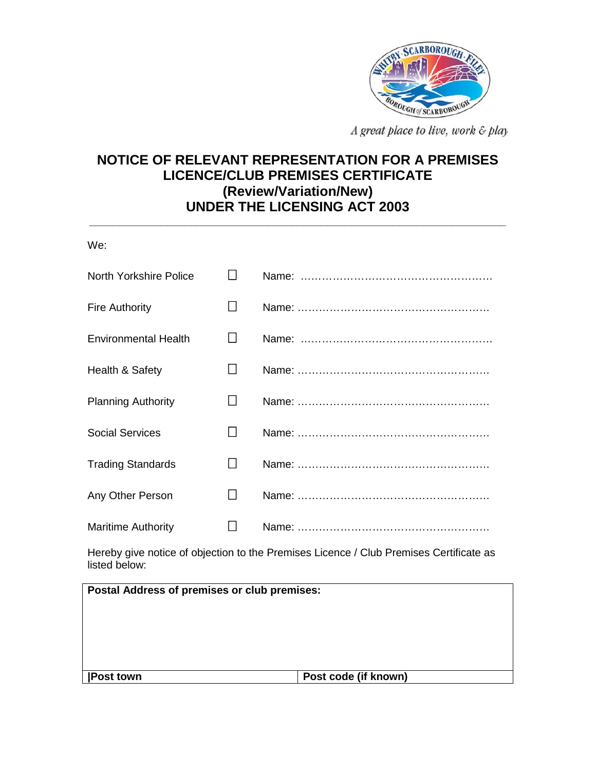A great place to live, work & play

# NOTICE OF RELEVANT REPRESENTATION FOR A PREMISES LICENCE/CLUB PREMISES CERTIFICATE (Review/Variation/New) UNDER THE LICENSING ACT 2003

We:

North Yorkshire Police ☐ Name: ……………………………………………….

Fire Authority ☐ Name: ……………………………………………….

Environmental Health ☐ Name: ……………………………………………….

Health & Safety ☐ Name: ……………………………………………….

Planning Authority ☐ Name: ……………………………………………….

Social Services ☐ Name: ……………………………………………….

Trading Standards ☐ Name: ……………………………………………….

Any Other Person ☐ Name: ……………………………………………….

Maritime Authority ☐ Name: ……………………………………………….

Hereby give notice of objection to the Premises Licence / Club Premises Certificate as listed below:

| **Postal Address of premises or club premises:** | |
|---|---|
| **\|Post town** | **Post code (if known)** |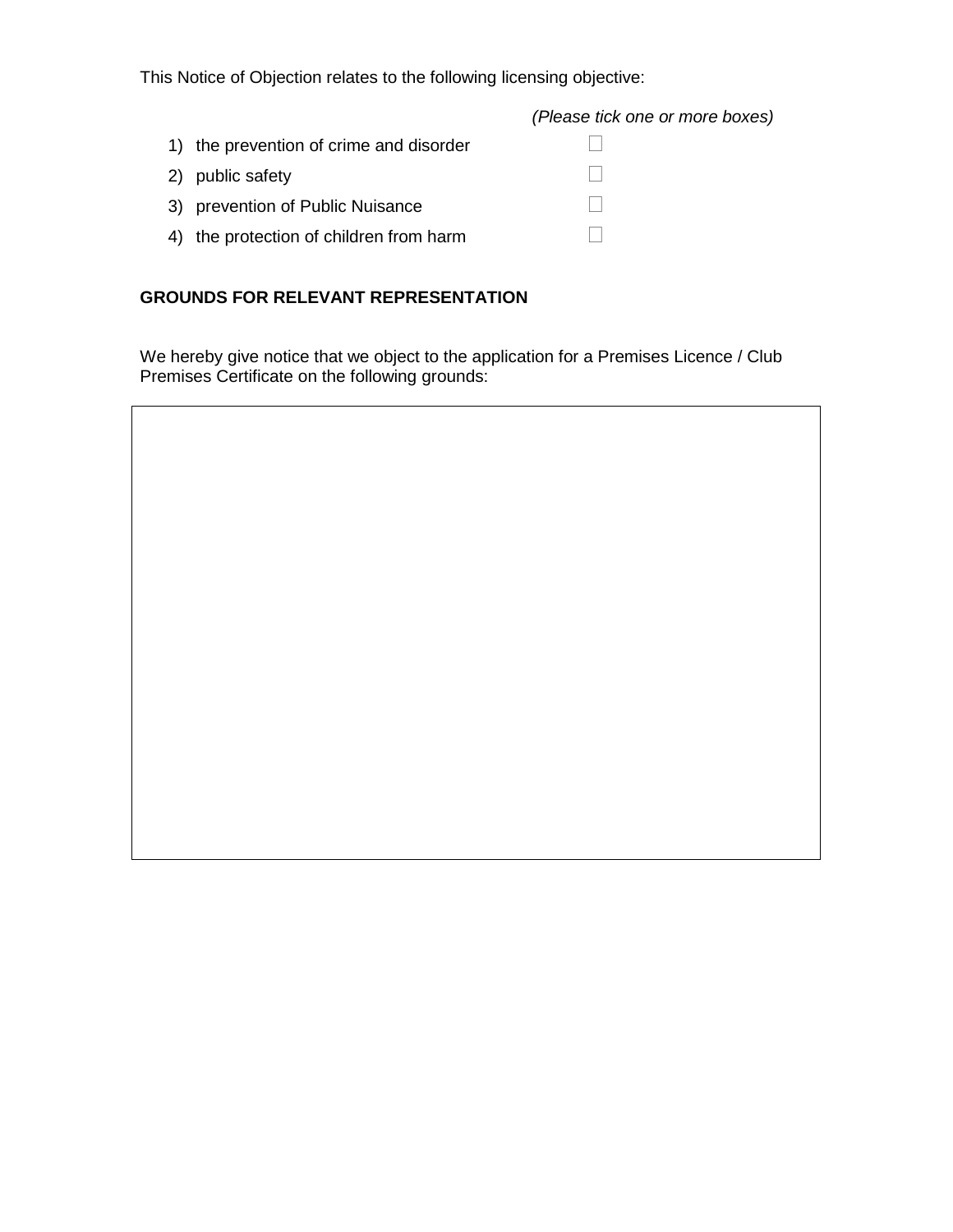This Notice of Objection relates to the following licensing objective:

*(Please tick one or more boxes)*

1) the prevention of crime and disorder ☐
2) public safety ☐
3) prevention of Public Nuisance ☐
4) the protection of children from harm ☐

**GROUNDS FOR RELEVANT REPRESENTATION**

We hereby give notice that we object to the application for a Premises Licence / Club Premises Certificate on the following grounds: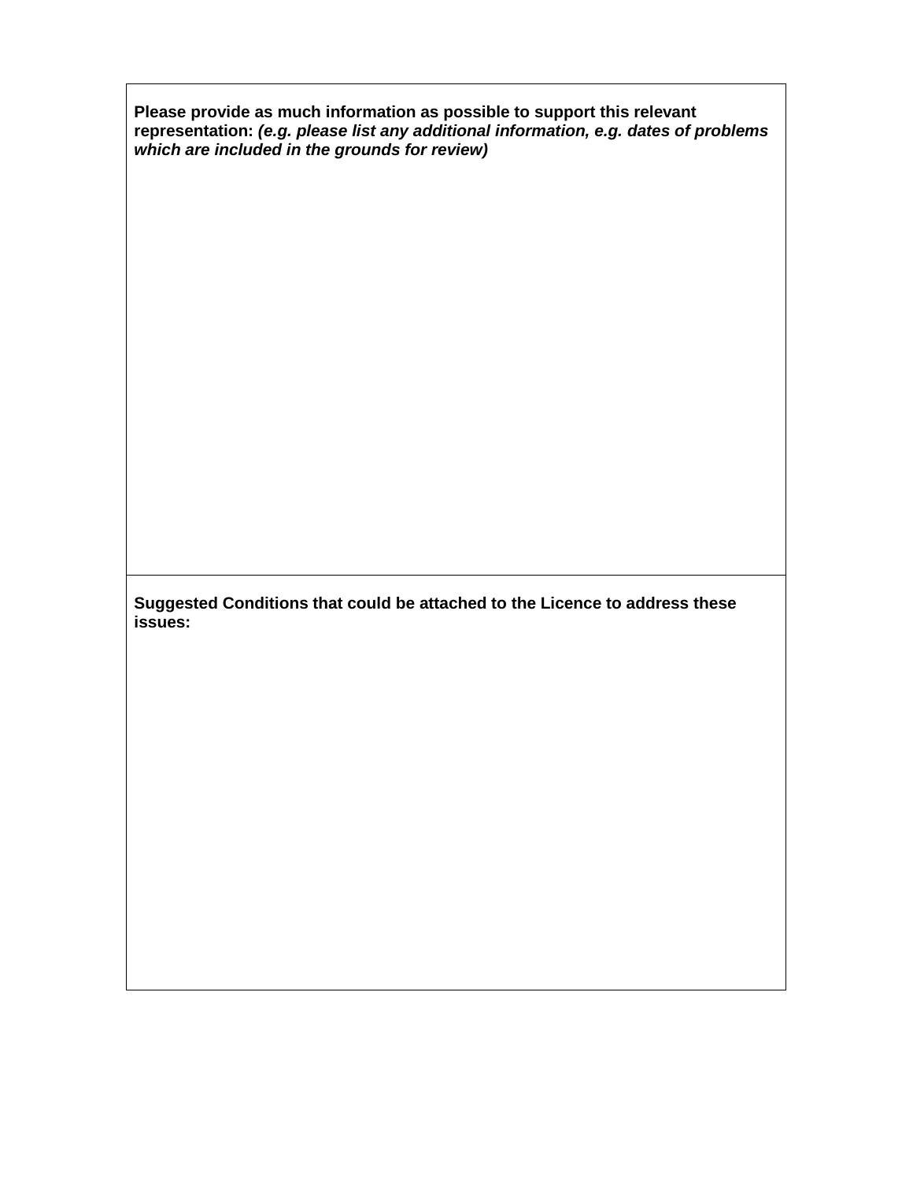**Please provide as much information as possible to support this relevant representation:** ***(e.g. please list any additional information, e.g. dates of problems which are included in the grounds for review)***

**Suggested Conditions that could be attached to the Licence to address these issues:**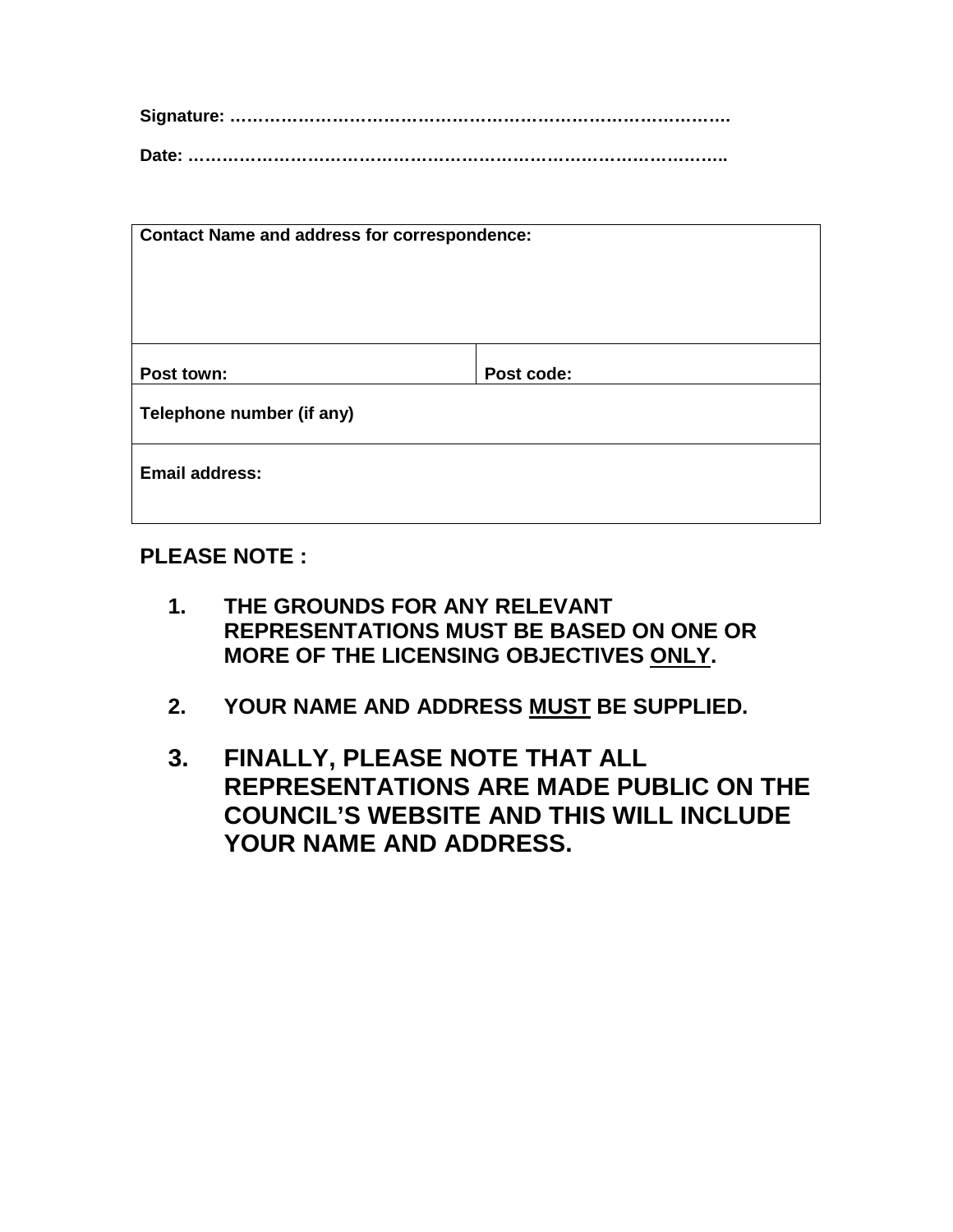**Signature: …………………………………………………………………………….**

**Date: ………………………………………………………………………………..**

| | |
|---|---|
| **Contact Name and address for correspondence:** | |
| **Post town:** | **Post code:** |
| **Telephone number (if any)** | |
| **Email address:** | |

**PLEASE NOTE :**

1. **THE GROUNDS FOR ANY RELEVANT REPRESENTATIONS MUST BE BASED ON ONE OR MORE OF THE LICENSING OBJECTIVES ONLY.**

2. **YOUR NAME AND ADDRESS MUST BE SUPPLIED.**

3. **FINALLY, PLEASE NOTE THAT ALL REPRESENTATIONS ARE MADE PUBLIC ON THE COUNCIL'S WEBSITE AND THIS WILL INCLUDE YOUR NAME AND ADDRESS.**